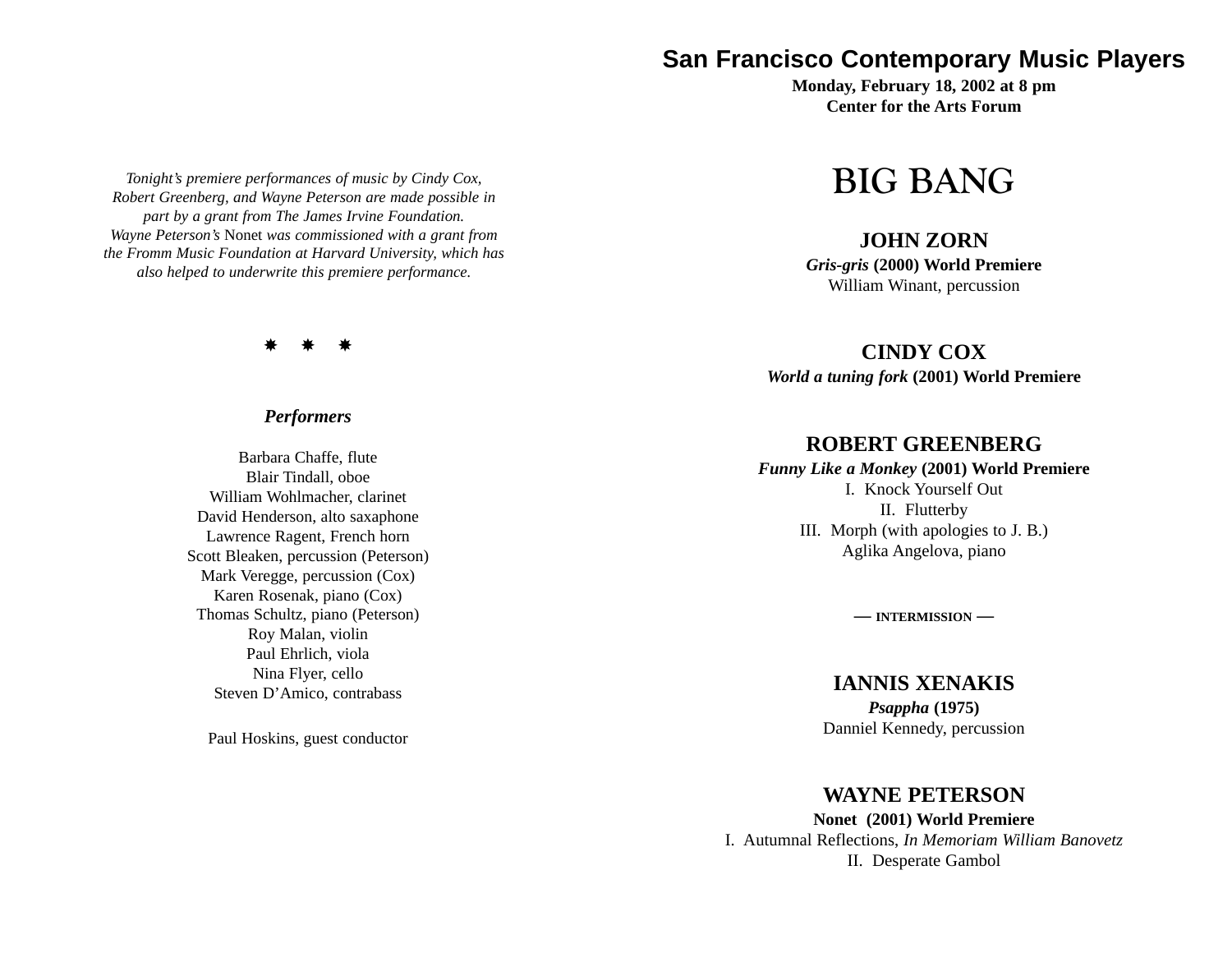*Tonight's premiere performances of music by Cindy Cox, Robert Greenberg, and Wayne Peterson are made possible in part by a grant from The James Irvine Foundation. Wayne Peterson's* Nonet *was commissioned with a grant from the Fromm Music Foundation at Harvard University, which has also helped to underwrite this premiere performance.*

✷ ✷ ✷

***Performers***

Barbara Chaffe, flute
Blair Tindall, oboe
William Wohlmacher, clarinet
David Henderson, alto saxaphone
Lawrence Ragent, French horn
Scott Bleaken, percussion (Peterson)
Mark Veregge, percussion (Cox)
Karen Rosenak, piano (Cox)
Thomas Schultz, piano (Peterson)
Roy Malan, violin
Paul Ehrlich, viola
Nina Flyer, cello
Steven D'Amico, contrabass

Paul Hoskins, guest conductor

# San Francisco Contemporary Music Players

**Monday, February 18, 2002 at 8 pm**
**Center for the Arts Forum**

# BIG BANG

## JOHN ZORN

***Gris-gris* (2000) World Premiere**
William Winant, percussion

## CINDY COX

***World a tuning fork* (2001) World Premiere**

## ROBERT GREENBERG

***Funny Like a Monkey* (2001) World Premiere**
I. Knock Yourself Out
II. Flutterby
III. Morph (with apologies to J. B.)
Aglika Angelova, piano

— INTERMISSION —

## IANNIS XENAKIS

***Psappha* (1975)**
Danniel Kennedy, percussion

## WAYNE PETERSON

**Nonet (2001) World Premiere**
I. Autumnal Reflections, *In Memoriam William Banovetz*
II. Desperate Gambol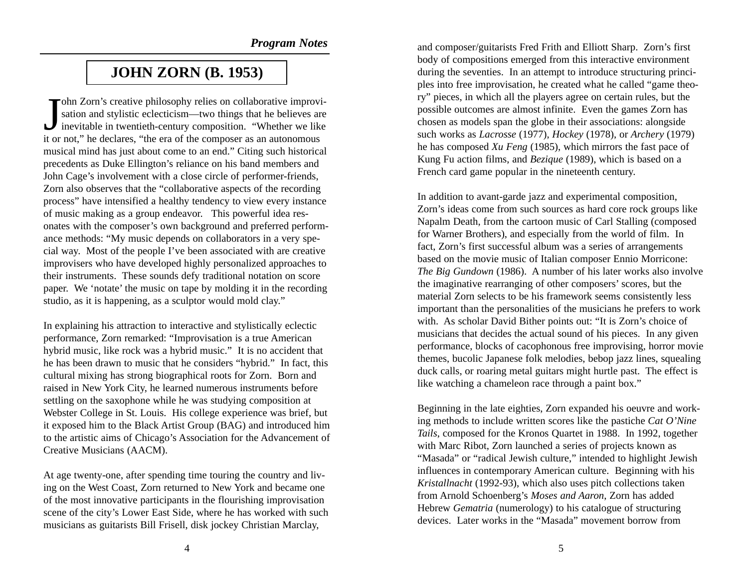## JOHN ZORN (B. 1953)

John Zorn's creative philosophy relies on collaborative improvisation and stylistic eclecticism—two things that he believes are inevitable in twentieth-century composition. "Whether we like it or not," he declares, "the era of the composer as an autonomous musical mind has just about come to an end." Citing such historical precedents as Duke Ellington's reliance on his band members and John Cage's involvement with a close circle of performer-friends, Zorn also observes that the "collaborative aspects of the recording process" have intensified a healthy tendency to view every instance of music making as a group endeavor. This powerful idea resonates with the composer's own background and preferred performance methods: "My music depends on collaborators in a very special way. Most of the people I've been associated with are creative improvisers who have developed highly personalized approaches to their instruments. These sounds defy traditional notation on score paper. We 'notate' the music on tape by molding it in the recording studio, as it is happening, as a sculptor would mold clay."

In explaining his attraction to interactive and stylistically eclectic performance, Zorn remarked: "Improvisation is a true American hybrid music, like rock was a hybrid music." It is no accident that he has been drawn to music that he considers "hybrid." In fact, this cultural mixing has strong biographical roots for Zorn. Born and raised in New York City, he learned numerous instruments before settling on the saxophone while he was studying composition at Webster College in St. Louis. His college experience was brief, but it exposed him to the Black Artist Group (BAG) and introduced him to the artistic aims of Chicago's Association for the Advancement of Creative Musicians (AACM).

At age twenty-one, after spending time touring the country and living on the West Coast, Zorn returned to New York and became one of the most innovative participants in the flourishing improvisation scene of the city's Lower East Side, where he has worked with such musicians as guitarists Bill Frisell, disk jockey Christian Marclay, and composer/guitarists Fred Frith and Elliott Sharp. Zorn's first body of compositions emerged from this interactive environment during the seventies. In an attempt to introduce structuring principles into free improvisation, he created what he called "game theory" pieces, in which all the players agree on certain rules, but the possible outcomes are almost infinite. Even the games Zorn has chosen as models span the globe in their associations: alongside such works as *Lacrosse* (1977), *Hockey* (1978), or *Archery* (1979) he has composed *Xu Feng* (1985), which mirrors the fast pace of Kung Fu action films, and *Bezique* (1989), which is based on a French card game popular in the nineteenth century.

In addition to avant-garde jazz and experimental composition, Zorn's ideas come from such sources as hard core rock groups like Napalm Death, from the cartoon music of Carl Stalling (composed for Warner Brothers), and especially from the world of film. In fact, Zorn's first successful album was a series of arrangements based on the movie music of Italian composer Ennio Morricone: *The Big Gundown* (1986). A number of his later works also involve the imaginative rearranging of other composers' scores, but the material Zorn selects to be his framework seems consistently less important than the personalities of the musicians he prefers to work with. As scholar David Bither points out: "It is Zorn's choice of musicians that decides the actual sound of his pieces. In any given performance, blocks of cacophonous free improvising, horror movie themes, bucolic Japanese folk melodies, bebop jazz lines, squealing duck calls, or roaring metal guitars might hurtle past. The effect is like watching a chameleon race through a paint box."

Beginning in the late eighties, Zorn expanded his oeuvre and working methods to include written scores like the pastiche *Cat O'Nine Tails*, composed for the Kronos Quartet in 1988. In 1992, together with Marc Ribot, Zorn launched a series of projects known as "Masada" or "radical Jewish culture," intended to highlight Jewish influences in contemporary American culture. Beginning with his *Kristallnacht* (1992-93), which also uses pitch collections taken from Arnold Schoenberg's *Moses and Aaron*, Zorn has added Hebrew *Gematria* (numerology) to his catalogue of structuring devices. Later works in the "Masada" movement borrow from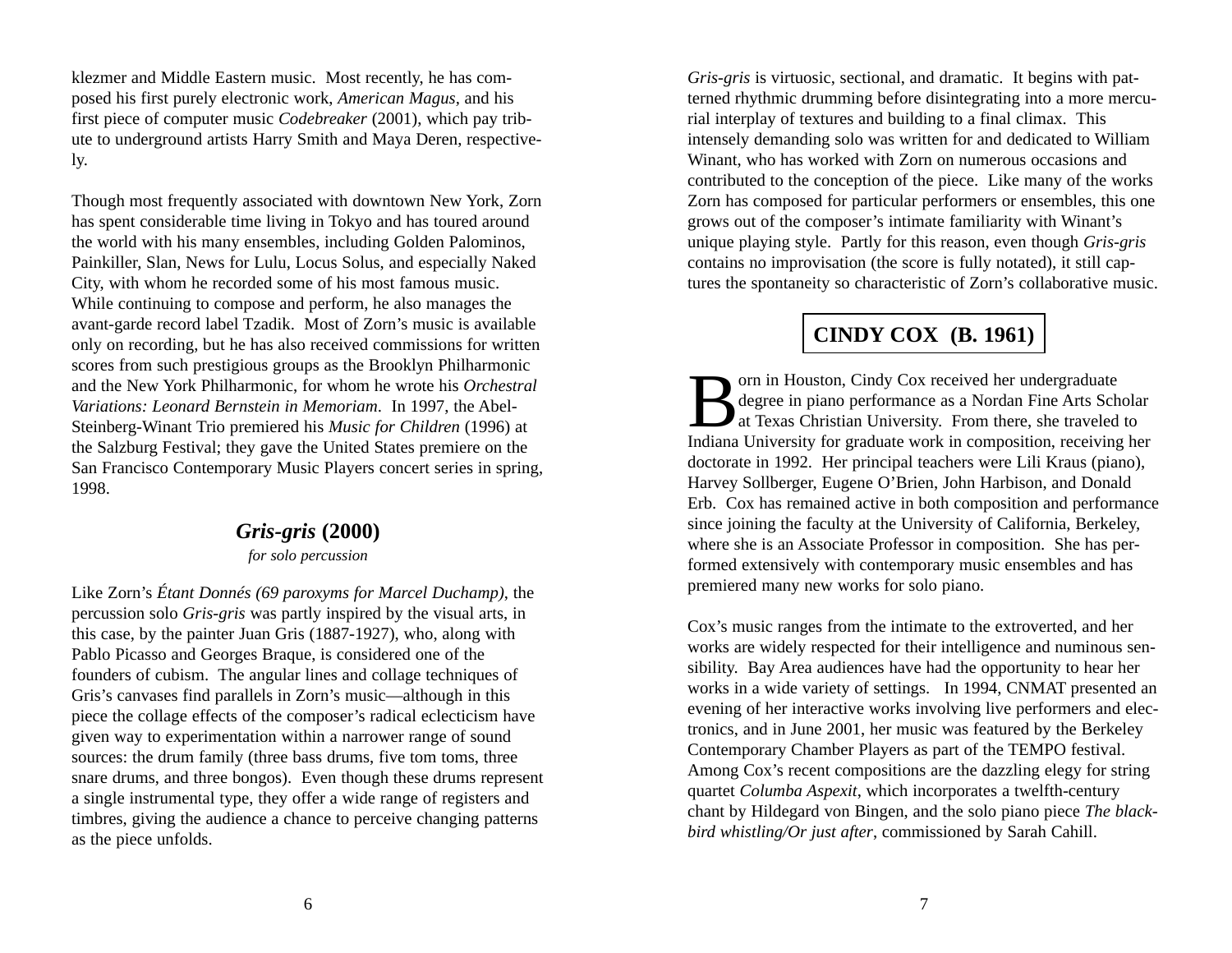klezmer and Middle Eastern music. Most recently, he has composed his first purely electronic work, *American Magus,* and his first piece of computer music *Codebreaker* (2001), which pay tribute to underground artists Harry Smith and Maya Deren, respectively.

Though most frequently associated with downtown New York, Zorn has spent considerable time living in Tokyo and has toured around the world with his many ensembles, including Golden Palominos, Painkiller, Slan, News for Lulu, Locus Solus, and especially Naked City, with whom he recorded some of his most famous music. While continuing to compose and perform, he also manages the avant-garde record label Tzadik. Most of Zorn's music is available only on recording, but he has also received commissions for written scores from such prestigious groups as the Brooklyn Philharmonic and the New York Philharmonic, for whom he wrote his *Orchestral Variations: Leonard Bernstein in Memoriam*. In 1997, the Abel-Steinberg-Winant Trio premiered his *Music for Children* (1996) at the Salzburg Festival; they gave the United States premiere on the San Francisco Contemporary Music Players concert series in spring, 1998.

## *Gris-gris* (2000)

*for solo percussion*

Like Zorn's *Étant Donnés (69 paroxyms for Marcel Duchamp)*, the percussion solo *Gris-gris* was partly inspired by the visual arts, in this case, by the painter Juan Gris (1887-1927), who, along with Pablo Picasso and Georges Braque, is considered one of the founders of cubism. The angular lines and collage techniques of Gris's canvases find parallels in Zorn's music—although in this piece the collage effects of the composer's radical eclecticism have given way to experimentation within a narrower range of sound sources: the drum family (three bass drums, five tom toms, three snare drums, and three bongos). Even though these drums represent a single instrumental type, they offer a wide range of registers and timbres, giving the audience a chance to perceive changing patterns as the piece unfolds.

*Gris-gris* is virtuosic, sectional, and dramatic. It begins with patterned rhythmic drumming before disintegrating into a more mercurial interplay of textures and building to a final climax. This intensely demanding solo was written for and dedicated to William Winant, who has worked with Zorn on numerous occasions and contributed to the conception of the piece. Like many of the works Zorn has composed for particular performers or ensembles, this one grows out of the composer's intimate familiarity with Winant's unique playing style. Partly for this reason, even though *Gris-gris* contains no improvisation (the score is fully notated), it still captures the spontaneity so characteristic of Zorn's collaborative music.

# CINDY COX (B. 1961)

Born in Houston, Cindy Cox received her undergraduate degree in piano performance as a Nordan Fine Arts Scholar at Texas Christian University. From there, she traveled to Indiana University for graduate work in composition, receiving her doctorate in 1992. Her principal teachers were Lili Kraus (piano), Harvey Sollberger, Eugene O'Brien, John Harbison, and Donald Erb. Cox has remained active in both composition and performance since joining the faculty at the University of California, Berkeley, where she is an Associate Professor in composition. She has performed extensively with contemporary music ensembles and has premiered many new works for solo piano.

Cox's music ranges from the intimate to the extroverted, and her works are widely respected for their intelligence and numinous sensibility. Bay Area audiences have had the opportunity to hear her works in a wide variety of settings. In 1994, CNMAT presented an evening of her interactive works involving live performers and electronics, and in June 2001, her music was featured by the Berkeley Contemporary Chamber Players as part of the TEMPO festival. Among Cox's recent compositions are the dazzling elegy for string quartet *Columba Aspexit*, which incorporates a twelfth-century chant by Hildegard von Bingen, and the solo piano piece *The blackbird whistling/Or just after*, commissioned by Sarah Cahill.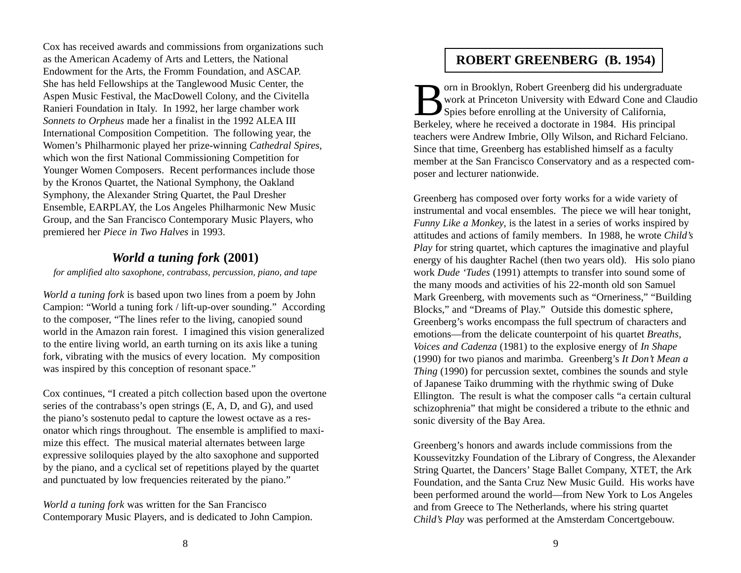Cox has received awards and commissions from organizations such as the American Academy of Arts and Letters, the National Endowment for the Arts, the Fromm Foundation, and ASCAP. She has held Fellowships at the Tanglewood Music Center, the Aspen Music Festival, the MacDowell Colony, and the Civitella Ranieri Foundation in Italy. In 1992, her large chamber work *Sonnets to Orpheus* made her a finalist in the 1992 ALEA III International Composition Competition. The following year, the Women's Philharmonic played her prize-winning *Cathedral Spires*, which won the first National Commissioning Competition for Younger Women Composers. Recent performances include those by the Kronos Quartet, the National Symphony, the Oakland Symphony, the Alexander String Quartet, the Paul Dresher Ensemble, EARPLAY, the Los Angeles Philharmonic New Music Group, and the San Francisco Contemporary Music Players, who premiered her *Piece in Two Halves* in 1993.

## *World a tuning fork* (2001)

*for amplified alto saxophone, contrabass, percussion, piano, and tape*

*World a tuning fork* is based upon two lines from a poem by John Campion: "World a tuning fork / lift-up-over sounding." According to the composer, "The lines refer to the living, canopied sound world in the Amazon rain forest. I imagined this vision generalized to the entire living world, an earth turning on its axis like a tuning fork, vibrating with the musics of every location. My composition was inspired by this conception of resonant space."

Cox continues, "I created a pitch collection based upon the overtone series of the contrabass's open strings (E, A, D, and G), and used the piano's sostenuto pedal to capture the lowest octave as a resonator which rings throughout. The ensemble is amplified to maximize this effect. The musical material alternates between large expressive soliloquies played by the alto saxophone and supported by the piano, and a cyclical set of repetitions played by the quartet and punctuated by low frequencies reiterated by the piano."

*World a tuning fork* was written for the San Francisco Contemporary Music Players, and is dedicated to John Campion.

## ROBERT GREENBERG (B. 1954)

Born in Brooklyn, Robert Greenberg did his undergraduate work at Princeton University with Edward Cone and Claudio Spies before enrolling at the University of California, Berkeley, where he received a doctorate in 1984. His principal teachers were Andrew Imbrie, Olly Wilson, and Richard Felciano. Since that time, Greenberg has established himself as a faculty member at the San Francisco Conservatory and as a respected composer and lecturer nationwide.

Greenberg has composed over forty works for a wide variety of instrumental and vocal ensembles. The piece we will hear tonight, *Funny Like a Monkey*, is the latest in a series of works inspired by attitudes and actions of family members. In 1988, he wrote *Child's Play* for string quartet, which captures the imaginative and playful energy of his daughter Rachel (then two years old). His solo piano work *Dude 'Tudes* (1991) attempts to transfer into sound some of the many moods and activities of his 22-month old son Samuel Mark Greenberg, with movements such as "Orneriness," "Building Blocks," and "Dreams of Play." Outside this domestic sphere, Greenberg's works encompass the full spectrum of characters and emotions—from the delicate counterpoint of his quartet *Breaths, Voices and Cadenza* (1981) to the explosive energy of *In Shape* (1990) for two pianos and marimba. Greenberg's *It Don't Mean a Thing* (1990) for percussion sextet, combines the sounds and style of Japanese Taiko drumming with the rhythmic swing of Duke Ellington. The result is what the composer calls "a certain cultural schizophrenia" that might be considered a tribute to the ethnic and sonic diversity of the Bay Area.

Greenberg's honors and awards include commissions from the Koussevitzky Foundation of the Library of Congress, the Alexander String Quartet, the Dancers' Stage Ballet Company, XTET, the Ark Foundation, and the Santa Cruz New Music Guild. His works have been performed around the world—from New York to Los Angeles and from Greece to The Netherlands, where his string quartet *Child's Play* was performed at the Amsterdam Concertgebouw.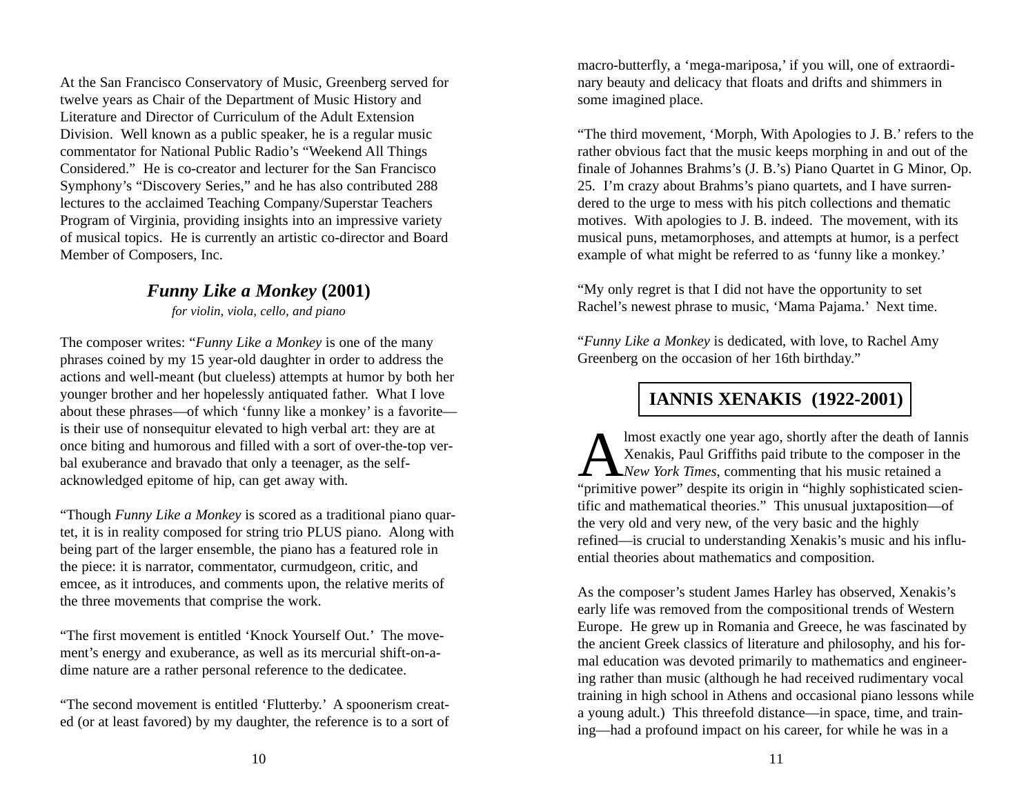At the San Francisco Conservatory of Music, Greenberg served for twelve years as Chair of the Department of Music History and Literature and Director of Curriculum of the Adult Extension Division. Well known as a public speaker, he is a regular music commentator for National Public Radio's "Weekend All Things Considered." He is co-creator and lecturer for the San Francisco Symphony's "Discovery Series," and he has also contributed 288 lectures to the acclaimed Teaching Company/Superstar Teachers Program of Virginia, providing insights into an impressive variety of musical topics. He is currently an artistic co-director and Board Member of Composers, Inc.

## *Funny Like a Monkey* (2001)

*for violin, viola, cello, and piano*

The composer writes: "*Funny Like a Monkey* is one of the many phrases coined by my 15 year-old daughter in order to address the actions and well-meant (but clueless) attempts at humor by both her younger brother and her hopelessly antiquated father. What I love about these phrases—of which 'funny like a monkey' is a favorite—is their use of nonsequitur elevated to high verbal art: they are at once biting and humorous and filled with a sort of over-the-top verbal exuberance and bravado that only a teenager, as the self-acknowledged epitome of hip, can get away with.

"Though *Funny Like a Monkey* is scored as a traditional piano quartet, it is in reality composed for string trio PLUS piano. Along with being part of the larger ensemble, the piano has a featured role in the piece: it is narrator, commentator, curmudgeon, critic, and emcee, as it introduces, and comments upon, the relative merits of the three movements that comprise the work.

"The first movement is entitled 'Knock Yourself Out.' The movement's energy and exuberance, as well as its mercurial shift-on-a-dime nature are a rather personal reference to the dedicatee.

"The second movement is entitled 'Flutterby.' A spoonerism created (or at least favored) by my daughter, the reference is to a sort of macro-butterfly, a 'mega-mariposa,' if you will, one of extraordinary beauty and delicacy that floats and drifts and shimmers in some imagined place.

"The third movement, 'Morph, With Apologies to J. B.' refers to the rather obvious fact that the music keeps morphing in and out of the finale of Johannes Brahms's (J. B.'s) Piano Quartet in G Minor, Op. 25. I'm crazy about Brahms's piano quartets, and I have surrendered to the urge to mess with his pitch collections and thematic motives. With apologies to J. B. indeed. The movement, with its musical puns, metamorphoses, and attempts at humor, is a perfect example of what might be referred to as 'funny like a monkey.'

"My only regret is that I did not have the opportunity to set Rachel's newest phrase to music, 'Mama Pajama.' Next time.

"*Funny Like a Monkey* is dedicated, with love, to Rachel Amy Greenberg on the occasion of her 16th birthday."

## IANNIS XENAKIS (1922-2001)

Almost exactly one year ago, shortly after the death of Iannis Xenakis, Paul Griffiths paid tribute to the composer in the *New York Times*, commenting that his music retained a "primitive power" despite its origin in "highly sophisticated scientific and mathematical theories." This unusual juxtaposition—of the very old and very new, of the very basic and the highly refined—is crucial to understanding Xenakis's music and his influential theories about mathematics and composition.

As the composer's student James Harley has observed, Xenakis's early life was removed from the compositional trends of Western Europe. He grew up in Romania and Greece, he was fascinated by the ancient Greek classics of literature and philosophy, and his formal education was devoted primarily to mathematics and engineering rather than music (although he had received rudimentary vocal training in high school in Athens and occasional piano lessons while a young adult.) This threefold distance—in space, time, and training—had a profound impact on his career, for while he was in a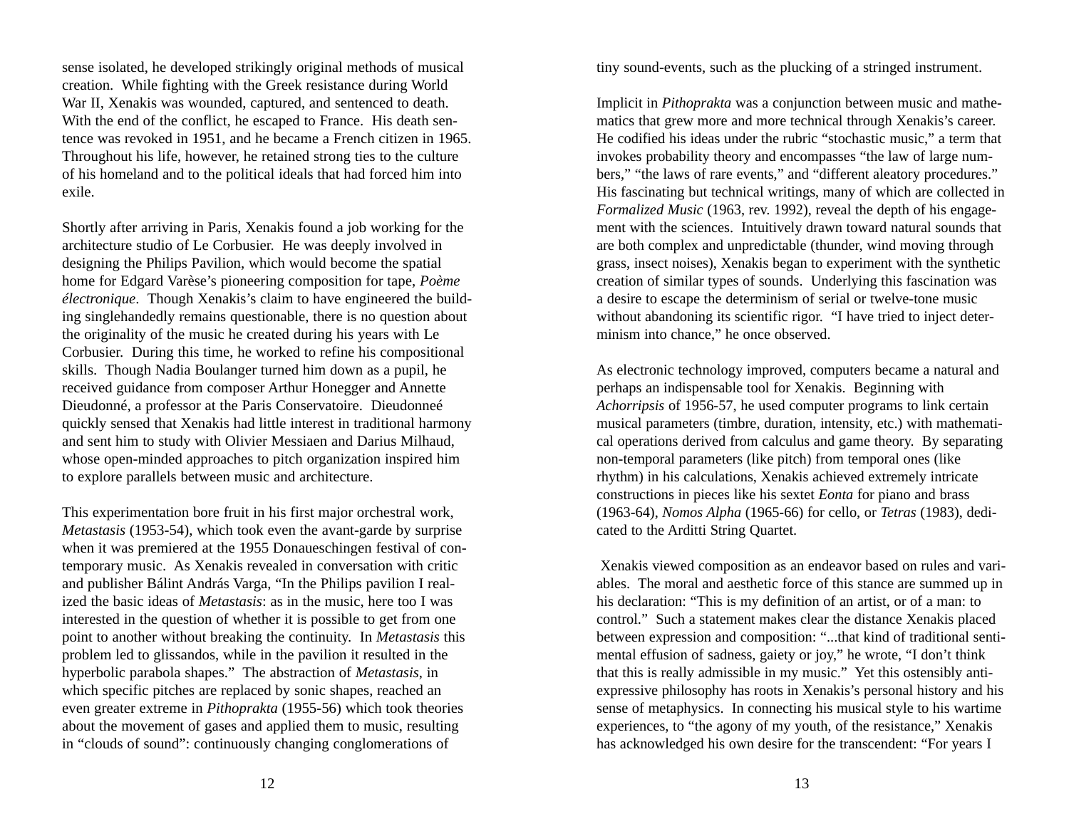sense isolated, he developed strikingly original methods of musical creation. While fighting with the Greek resistance during World War II, Xenakis was wounded, captured, and sentenced to death. With the end of the conflict, he escaped to France. His death sentence was revoked in 1951, and he became a French citizen in 1965. Throughout his life, however, he retained strong ties to the culture of his homeland and to the political ideals that had forced him into exile.

Shortly after arriving in Paris, Xenakis found a job working for the architecture studio of Le Corbusier. He was deeply involved in designing the Philips Pavilion, which would become the spatial home for Edgard Varèse's pioneering composition for tape, *Poème électronique*. Though Xenakis's claim to have engineered the building singlehandedly remains questionable, there is no question about the originality of the music he created during his years with Le Corbusier. During this time, he worked to refine his compositional skills. Though Nadia Boulanger turned him down as a pupil, he received guidance from composer Arthur Honegger and Annette Dieudonné, a professor at the Paris Conservatoire. Dieudonneé quickly sensed that Xenakis had little interest in traditional harmony and sent him to study with Olivier Messiaen and Darius Milhaud, whose open-minded approaches to pitch organization inspired him to explore parallels between music and architecture.

This experimentation bore fruit in his first major orchestral work, *Metastasis* (1953-54), which took even the avant-garde by surprise when it was premiered at the 1955 Donaueschingen festival of contemporary music. As Xenakis revealed in conversation with critic and publisher Bálint András Varga, "In the Philips pavilion I realized the basic ideas of *Metastasis*: as in the music, here too I was interested in the question of whether it is possible to get from one point to another without breaking the continuity. In *Metastasis* this problem led to glissandos, while in the pavilion it resulted in the hyperbolic parabola shapes." The abstraction of *Metastasis*, in which specific pitches are replaced by sonic shapes, reached an even greater extreme in *Pithoprakta* (1955-56) which took theories about the movement of gases and applied them to music, resulting in "clouds of sound": continuously changing conglomerations of tiny sound-events, such as the plucking of a stringed instrument.

Implicit in *Pithoprakta* was a conjunction between music and mathematics that grew more and more technical through Xenakis's career. He codified his ideas under the rubric "stochastic music," a term that invokes probability theory and encompasses "the law of large numbers," "the laws of rare events," and "different aleatory procedures." His fascinating but technical writings, many of which are collected in *Formalized Music* (1963, rev. 1992), reveal the depth of his engagement with the sciences. Intuitively drawn toward natural sounds that are both complex and unpredictable (thunder, wind moving through grass, insect noises), Xenakis began to experiment with the synthetic creation of similar types of sounds. Underlying this fascination was a desire to escape the determinism of serial or twelve-tone music without abandoning its scientific rigor. "I have tried to inject determinism into chance," he once observed.

As electronic technology improved, computers became a natural and perhaps an indispensable tool for Xenakis. Beginning with *Achorripsis* of 1956-57, he used computer programs to link certain musical parameters (timbre, duration, intensity, etc.) with mathematical operations derived from calculus and game theory. By separating non-temporal parameters (like pitch) from temporal ones (like rhythm) in his calculations, Xenakis achieved extremely intricate constructions in pieces like his sextet *Eonta* for piano and brass (1963-64), *Nomos Alpha* (1965-66) for cello, or *Tetras* (1983), dedicated to the Arditti String Quartet.

Xenakis viewed composition as an endeavor based on rules and variables. The moral and aesthetic force of this stance are summed up in his declaration: "This is my definition of an artist, or of a man: to control." Such a statement makes clear the distance Xenakis placed between expression and composition: "...that kind of traditional sentimental effusion of sadness, gaiety or joy," he wrote, "I don't think that this is really admissible in my music." Yet this ostensibly anti-expressive philosophy has roots in Xenakis's personal history and his sense of metaphysics. In connecting his musical style to his wartime experiences, to "the agony of my youth, of the resistance," Xenakis has acknowledged his own desire for the transcendent: "For years I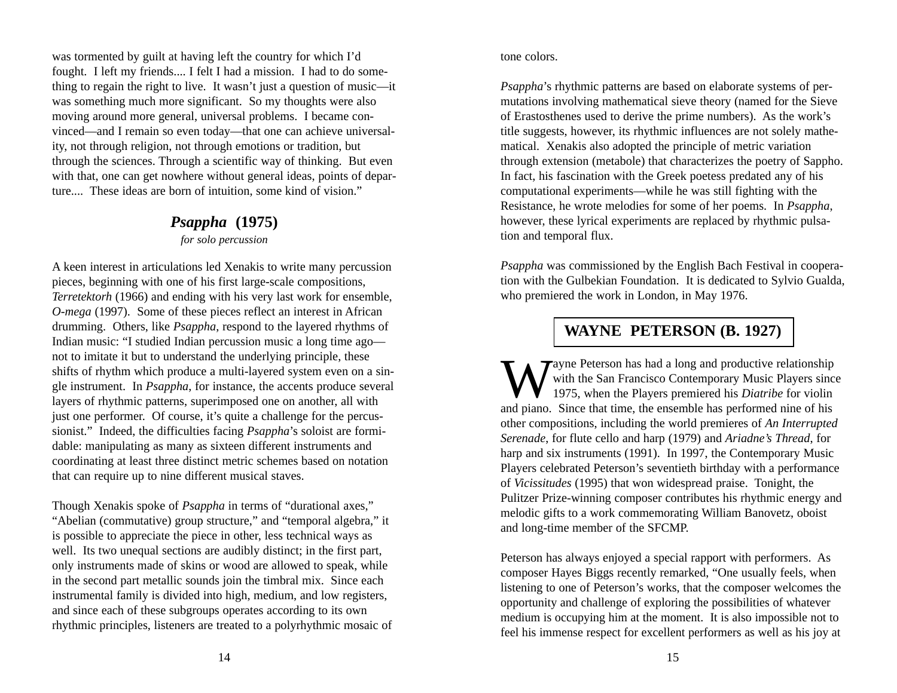was tormented by guilt at having left the country for which I'd fought. I left my friends.... I felt I had a mission. I had to do something to regain the right to live. It wasn't just a question of music—it was something much more significant. So my thoughts were also moving around more general, universal problems. I became convinced—and I remain so even today—that one can achieve universality, not through religion, not through emotions or tradition, but through the sciences. Through a scientific way of thinking. But even with that, one can get nowhere without general ideas, points of departure.... These ideas are born of intuition, some kind of vision."

## *Psappha* (1975)

*for solo percussion*

A keen interest in articulations led Xenakis to write many percussion pieces, beginning with one of his first large-scale compositions, *Terretektorh* (1966) and ending with his very last work for ensemble, *O-mega* (1997). Some of these pieces reflect an interest in African drumming. Others, like *Psappha*, respond to the layered rhythms of Indian music: "I studied Indian percussion music a long time ago—not to imitate it but to understand the underlying principle, these shifts of rhythm which produce a multi-layered system even on a single instrument. In *Psappha*, for instance, the accents produce several layers of rhythmic patterns, superimposed one on another, all with just one performer. Of course, it's quite a challenge for the percussionist." Indeed, the difficulties facing *Psappha*'s soloist are formidable: manipulating as many as sixteen different instruments and coordinating at least three distinct metric schemes based on notation that can require up to nine different musical staves.

Though Xenakis spoke of *Psappha* in terms of "durational axes," "Abelian (commutative) group structure," and "temporal algebra," it is possible to appreciate the piece in other, less technical ways as well. Its two unequal sections are audibly distinct; in the first part, only instruments made of skins or wood are allowed to speak, while in the second part metallic sounds join the timbral mix. Since each instrumental family is divided into high, medium, and low registers, and since each of these subgroups operates according to its own rhythmic principles, listeners are treated to a polyrhythmic mosaic of tone colors.

*Psappha*'s rhythmic patterns are based on elaborate systems of permutations involving mathematical sieve theory (named for the Sieve of Erastosthenes used to derive the prime numbers). As the work's title suggests, however, its rhythmic influences are not solely mathematical. Xenakis also adopted the principle of metric variation through extension (metabole) that characterizes the poetry of Sappho. In fact, his fascination with the Greek poetess predated any of his computational experiments—while he was still fighting with the Resistance, he wrote melodies for some of her poems. In *Psappha*, however, these lyrical experiments are replaced by rhythmic pulsation and temporal flux.

*Psappha* was commissioned by the English Bach Festival in cooperation with the Gulbekian Foundation. It is dedicated to Sylvio Gualda, who premiered the work in London, in May 1976.

# WAYNE PETERSON (B. 1927)

Wayne Peterson has had a long and productive relationship with the San Francisco Contemporary Music Players since 1975, when the Players premiered his *Diatribe* for violin and piano. Since that time, the ensemble has performed nine of his other compositions, including the world premieres of *An Interrupted Serenade*, for flute cello and harp (1979) and *Ariadne's Thread*, for harp and six instruments (1991). In 1997, the Contemporary Music Players celebrated Peterson's seventieth birthday with a performance of *Vicissitudes* (1995) that won widespread praise. Tonight, the Pulitzer Prize-winning composer contributes his rhythmic energy and melodic gifts to a work commemorating William Banovetz, oboist and long-time member of the SFCMP.

Peterson has always enjoyed a special rapport with performers. As composer Hayes Biggs recently remarked, "One usually feels, when listening to one of Peterson's works, that the composer welcomes the opportunity and challenge of exploring the possibilities of whatever medium is occupying him at the moment. It is also impossible not to feel his immense respect for excellent performers as well as his joy at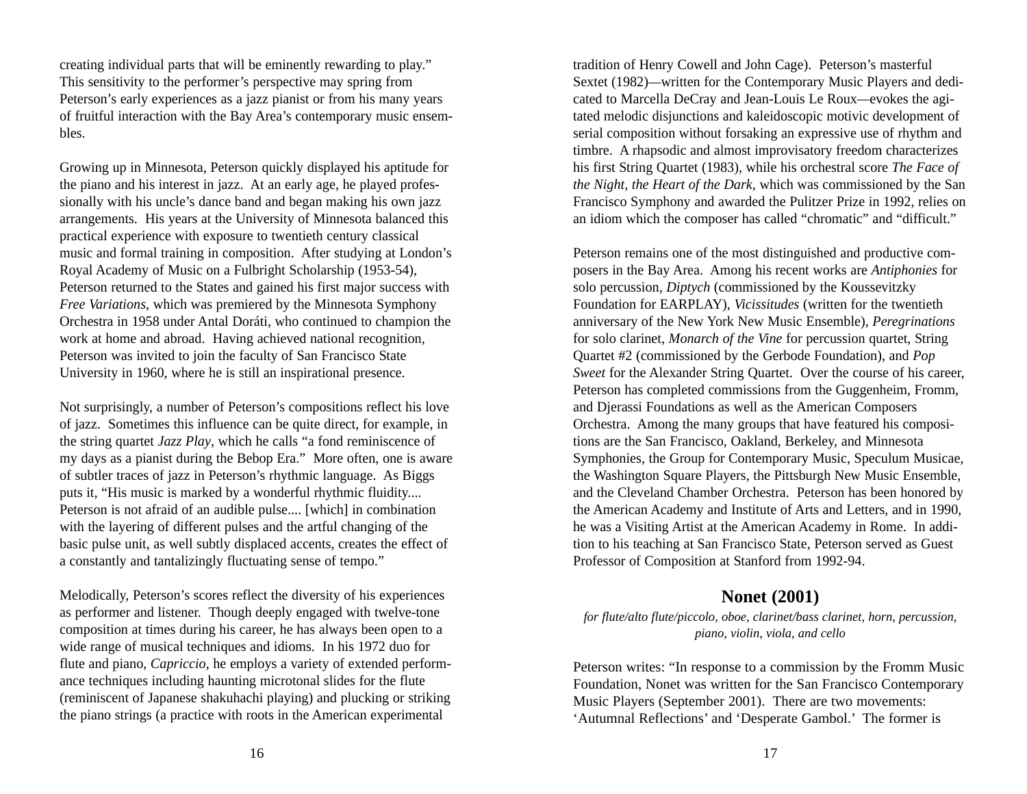creating individual parts that will be eminently rewarding to play." This sensitivity to the performer's perspective may spring from Peterson's early experiences as a jazz pianist or from his many years of fruitful interaction with the Bay Area's contemporary music ensembles.

Growing up in Minnesota, Peterson quickly displayed his aptitude for the piano and his interest in jazz. At an early age, he played professionally with his uncle's dance band and began making his own jazz arrangements. His years at the University of Minnesota balanced this practical experience with exposure to twentieth century classical music and formal training in composition. After studying at London's Royal Academy of Music on a Fulbright Scholarship (1953-54), Peterson returned to the States and gained his first major success with *Free Variations*, which was premiered by the Minnesota Symphony Orchestra in 1958 under Antal Doráti, who continued to champion the work at home and abroad. Having achieved national recognition, Peterson was invited to join the faculty of San Francisco State University in 1960, where he is still an inspirational presence.

Not surprisingly, a number of Peterson's compositions reflect his love of jazz. Sometimes this influence can be quite direct, for example, in the string quartet *Jazz Play*, which he calls "a fond reminiscence of my days as a pianist during the Bebop Era." More often, one is aware of subtler traces of jazz in Peterson's rhythmic language. As Biggs puts it, "His music is marked by a wonderful rhythmic fluidity.... Peterson is not afraid of an audible pulse.... [which] in combination with the layering of different pulses and the artful changing of the basic pulse unit, as well subtly displaced accents, creates the effect of a constantly and tantalizingly fluctuating sense of tempo."

Melodically, Peterson's scores reflect the diversity of his experiences as performer and listener. Though deeply engaged with twelve-tone composition at times during his career, he has always been open to a wide range of musical techniques and idioms. In his 1972 duo for flute and piano, *Capriccio*, he employs a variety of extended performance techniques including haunting microtonal slides for the flute (reminiscent of Japanese shakuhachi playing) and plucking or striking the piano strings (a practice with roots in the American experimental tradition of Henry Cowell and John Cage). Peterson's masterful Sextet (1982)—written for the Contemporary Music Players and dedicated to Marcella DeCray and Jean-Louis Le Roux—evokes the agitated melodic disjunctions and kaleidoscopic motivic development of serial composition without forsaking an expressive use of rhythm and timbre. A rhapsodic and almost improvisatory freedom characterizes his first String Quartet (1983), while his orchestral score *The Face of the Night, the Heart of the Dark*, which was commissioned by the San Francisco Symphony and awarded the Pulitzer Prize in 1992, relies on an idiom which the composer has called "chromatic" and "difficult."

Peterson remains one of the most distinguished and productive composers in the Bay Area. Among his recent works are *Antiphonies* for solo percussion, *Diptych* (commissioned by the Koussevitzky Foundation for EARPLAY), *Vicissitudes* (written for the twentieth anniversary of the New York New Music Ensemble), *Peregrinations* for solo clarinet, *Monarch of the Vine* for percussion quartet, String Quartet #2 (commissioned by the Gerbode Foundation), and *Pop Sweet* for the Alexander String Quartet. Over the course of his career, Peterson has completed commissions from the Guggenheim, Fromm, and Djerassi Foundations as well as the American Composers Orchestra. Among the many groups that have featured his compositions are the San Francisco, Oakland, Berkeley, and Minnesota Symphonies, the Group for Contemporary Music, Speculum Musicae, the Washington Square Players, the Pittsburgh New Music Ensemble, and the Cleveland Chamber Orchestra. Peterson has been honored by the American Academy and Institute of Arts and Letters, and in 1990, he was a Visiting Artist at the American Academy in Rome. In addition to his teaching at San Francisco State, Peterson served as Guest Professor of Composition at Stanford from 1992-94.

## Nonet (2001)

*for flute/alto flute/piccolo, oboe, clarinet/bass clarinet, horn, percussion, piano, violin, viola, and cello*

Peterson writes: "In response to a commission by the Fromm Music Foundation, Nonet was written for the San Francisco Contemporary Music Players (September 2001). There are two movements: 'Autumnal Reflections' and 'Desperate Gambol.' The former is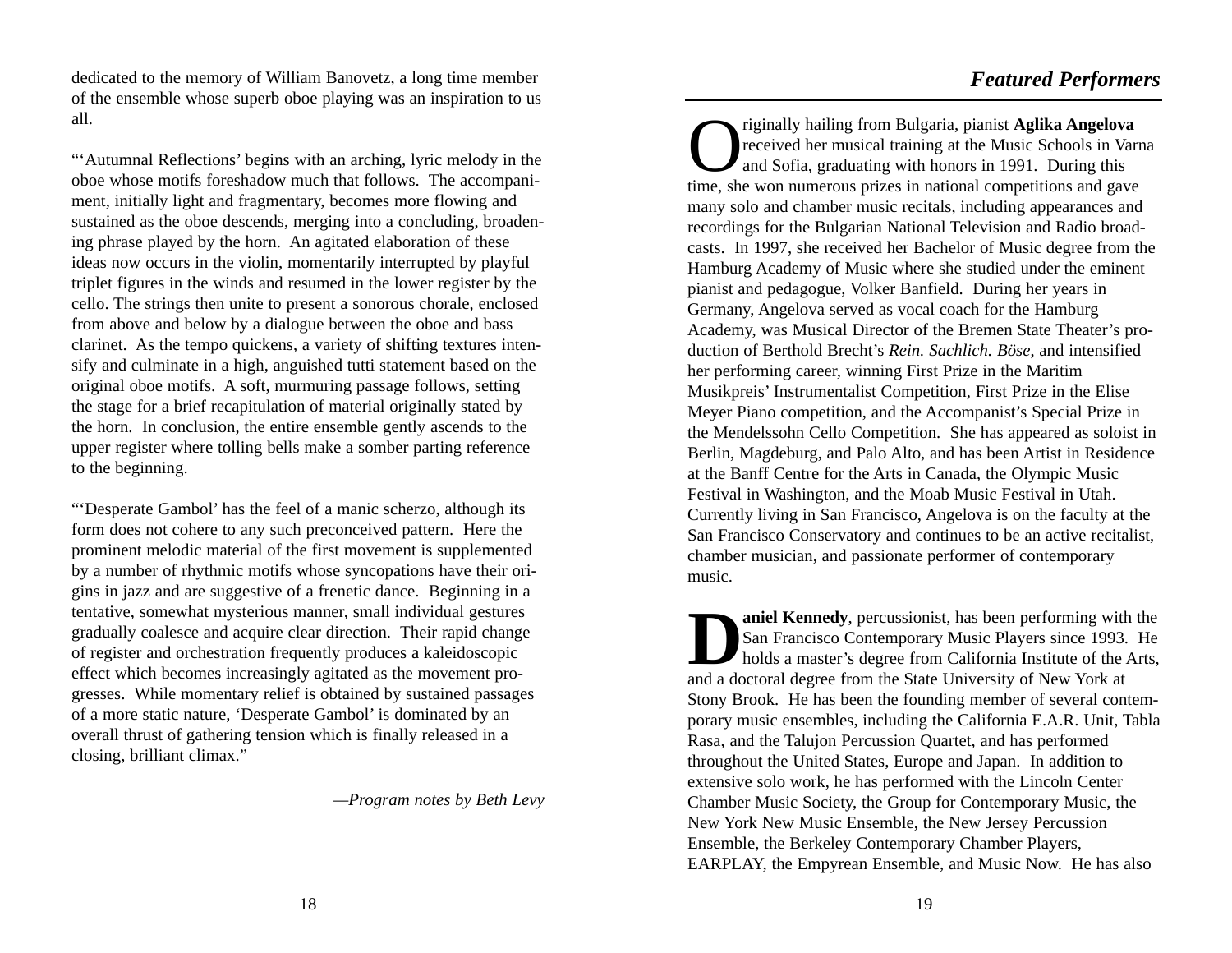dedicated to the memory of William Banovetz, a long time member of the ensemble whose superb oboe playing was an inspiration to us all.

"'Autumnal Reflections' begins with an arching, lyric melody in the oboe whose motifs foreshadow much that follows. The accompaniment, initially light and fragmentary, becomes more flowing and sustained as the oboe descends, merging into a concluding, broadening phrase played by the horn. An agitated elaboration of these ideas now occurs in the violin, momentarily interrupted by playful triplet figures in the winds and resumed in the lower register by the cello. The strings then unite to present a sonorous chorale, enclosed from above and below by a dialogue between the oboe and bass clarinet. As the tempo quickens, a variety of shifting textures intensify and culminate in a high, anguished tutti statement based on the original oboe motifs. A soft, murmuring passage follows, setting the stage for a brief recapitulation of material originally stated by the horn. In conclusion, the entire ensemble gently ascends to the upper register where tolling bells make a somber parting reference to the beginning.

"'Desperate Gambol' has the feel of a manic scherzo, although its form does not cohere to any such preconceived pattern. Here the prominent melodic material of the first movement is supplemented by a number of rhythmic motifs whose syncopations have their origins in jazz and are suggestive of a frenetic dance. Beginning in a tentative, somewhat mysterious manner, small individual gestures gradually coalesce and acquire clear direction. Their rapid change of register and orchestration frequently produces a kaleidoscopic effect which becomes increasingly agitated as the movement progresses. While momentary relief is obtained by sustained passages of a more static nature, 'Desperate Gambol' is dominated by an overall thrust of gathering tension which is finally released in a closing, brilliant climax."

*—Program notes by Beth Levy*

## *Featured Performers*

Originally hailing from Bulgaria, pianist **Aglika Angelova** received her musical training at the Music Schools in Varna and Sofia, graduating with honors in 1991. During this time, she won numerous prizes in national competitions and gave many solo and chamber music recitals, including appearances and recordings for the Bulgarian National Television and Radio broadcasts. In 1997, she received her Bachelor of Music degree from the Hamburg Academy of Music where she studied under the eminent pianist and pedagogue, Volker Banfield. During her years in Germany, Angelova served as vocal coach for the Hamburg Academy, was Musical Director of the Bremen State Theater's production of Berthold Brecht's *Rein. Sachlich. Böse*, and intensified her performing career, winning First Prize in the Maritim Musikpreis' Instrumentalist Competition, First Prize in the Elise Meyer Piano competition, and the Accompanist's Special Prize in the Mendelssohn Cello Competition. She has appeared as soloist in Berlin, Magdeburg, and Palo Alto, and has been Artist in Residence at the Banff Centre for the Arts in Canada, the Olympic Music Festival in Washington, and the Moab Music Festival in Utah. Currently living in San Francisco, Angelova is on the faculty at the San Francisco Conservatory and continues to be an active recitalist, chamber musician, and passionate performer of contemporary music.

**Daniel Kennedy**, percussionist, has been performing with the San Francisco Contemporary Music Players since 1993. He holds a master's degree from California Institute of the Arts, and a doctoral degree from the State University of New York at Stony Brook. He has been the founding member of several contemporary music ensembles, including the California E.A.R. Unit, Tabla Rasa, and the Talujon Percussion Quartet, and has performed throughout the United States, Europe and Japan. In addition to extensive solo work, he has performed with the Lincoln Center Chamber Music Society, the Group for Contemporary Music, the New York New Music Ensemble, the New Jersey Percussion Ensemble, the Berkeley Contemporary Chamber Players, EARPLAY, the Empyrean Ensemble, and Music Now. He has also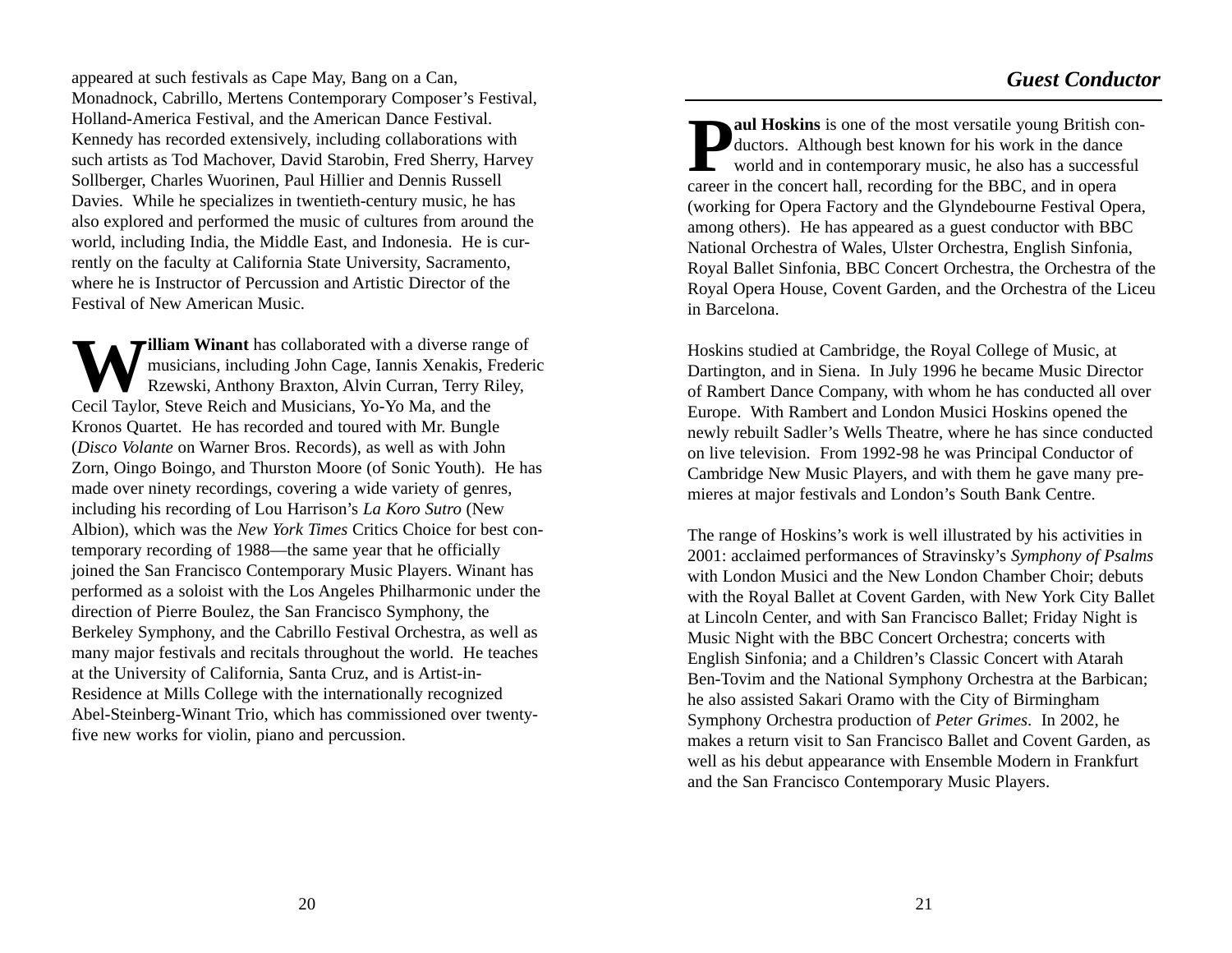appeared at such festivals as Cape May, Bang on a Can, Monadnock, Cabrillo, Mertens Contemporary Composer's Festival, Holland-America Festival, and the American Dance Festival. Kennedy has recorded extensively, including collaborations with such artists as Tod Machover, David Starobin, Fred Sherry, Harvey Sollberger, Charles Wuorinen, Paul Hillier and Dennis Russell Davies. While he specializes in twentieth-century music, he has also explored and performed the music of cultures from around the world, including India, the Middle East, and Indonesia. He is currently on the faculty at California State University, Sacramento, where he is Instructor of Percussion and Artistic Director of the Festival of New American Music.

**William Winant** has collaborated with a diverse range of musicians, including John Cage, Iannis Xenakis, Frederic Rzewski, Anthony Braxton, Alvin Curran, Terry Riley, Cecil Taylor, Steve Reich and Musicians, Yo-Yo Ma, and the Kronos Quartet. He has recorded and toured with Mr. Bungle (*Disco Volante* on Warner Bros. Records), as well as with John Zorn, Oingo Boingo, and Thurston Moore (of Sonic Youth). He has made over ninety recordings, covering a wide variety of genres, including his recording of Lou Harrison's *La Koro Sutro* (New Albion), which was the *New York Times* Critics Choice for best contemporary recording of 1988—the same year that he officially joined the San Francisco Contemporary Music Players. Winant has performed as a soloist with the Los Angeles Philharmonic under the direction of Pierre Boulez, the San Francisco Symphony, the Berkeley Symphony, and the Cabrillo Festival Orchestra, as well as many major festivals and recitals throughout the world. He teaches at the University of California, Santa Cruz, and is Artist-in-Residence at Mills College with the internationally recognized Abel-Steinberg-Winant Trio, which has commissioned over twenty-five new works for violin, piano and percussion.

## Guest Conductor

**Paul Hoskins** is one of the most versatile young British conductors. Although best known for his work in the dance world and in contemporary music, he also has a successful career in the concert hall, recording for the BBC, and in opera (working for Opera Factory and the Glyndebourne Festival Opera, among others). He has appeared as a guest conductor with BBC National Orchestra of Wales, Ulster Orchestra, English Sinfonia, Royal Ballet Sinfonia, BBC Concert Orchestra, the Orchestra of the Royal Opera House, Covent Garden, and the Orchestra of the Liceu in Barcelona.

Hoskins studied at Cambridge, the Royal College of Music, at Dartington, and in Siena. In July 1996 he became Music Director of Rambert Dance Company, with whom he has conducted all over Europe. With Rambert and London Musici Hoskins opened the newly rebuilt Sadler's Wells Theatre, where he has since conducted on live television. From 1992-98 he was Principal Conductor of Cambridge New Music Players, and with them he gave many premieres at major festivals and London's South Bank Centre.

The range of Hoskins's work is well illustrated by his activities in 2001: acclaimed performances of Stravinsky's *Symphony of Psalms* with London Musici and the New London Chamber Choir; debuts with the Royal Ballet at Covent Garden, with New York City Ballet at Lincoln Center, and with San Francisco Ballet; Friday Night is Music Night with the BBC Concert Orchestra; concerts with English Sinfonia; and a Children's Classic Concert with Atarah Ben-Tovim and the National Symphony Orchestra at the Barbican; he also assisted Sakari Oramo with the City of Birmingham Symphony Orchestra production of *Peter Grimes*. In 2002, he makes a return visit to San Francisco Ballet and Covent Garden, as well as his debut appearance with Ensemble Modern in Frankfurt and the San Francisco Contemporary Music Players.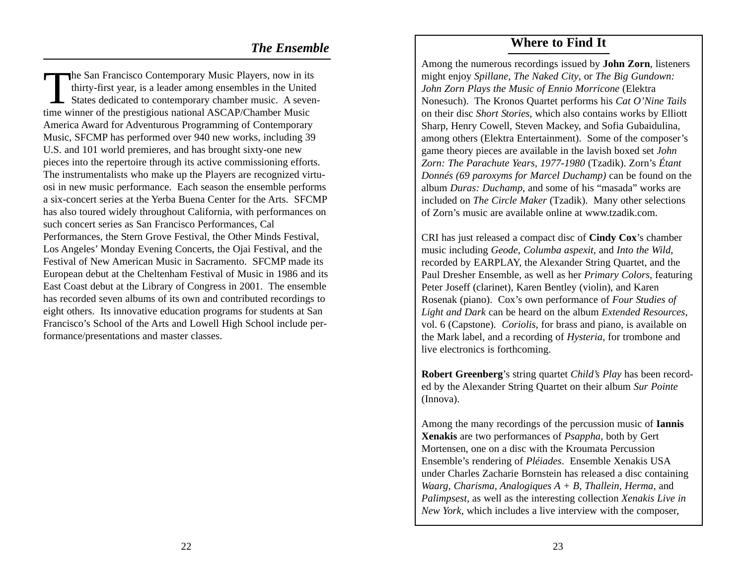## *The Ensemble*

The San Francisco Contemporary Music Players, now in its thirty-first year, is a leader among ensembles in the United States dedicated to contemporary chamber music. A seven-time winner of the prestigious national ASCAP/Chamber Music America Award for Adventurous Programming of Contemporary Music, SFCMP has performed over 940 new works, including 39 U.S. and 101 world premieres, and has brought sixty-one new pieces into the repertoire through its active commissioning efforts. The instrumentalists who make up the Players are recognized virtuosi in new music performance. Each season the ensemble performs a six-concert series at the Yerba Buena Center for the Arts. SFCMP has also toured widely throughout California, with performances on such concert series as San Francisco Performances, Cal Performances, the Stern Grove Festival, the Other Minds Festival, Los Angeles' Monday Evening Concerts, the Ojai Festival, and the Festival of New American Music in Sacramento. SFCMP made its European debut at the Cheltenham Festival of Music in 1986 and its East Coast debut at the Library of Congress in 2001. The ensemble has recorded seven albums of its own and contributed recordings to eight others. Its innovative education programs for students at San Francisco's School of the Arts and Lowell High School include performance/presentations and master classes.

## Where to Find It

Among the numerous recordings issued by **John Zorn**, listeners might enjoy *Spillane*, *The Naked City*, or *The Big Gundown: John Zorn Plays the Music of Ennio Morricone* (Elektra Nonesuch). The Kronos Quartet performs his *Cat O'Nine Tails* on their disc *Short Stories*, which also contains works by Elliott Sharp, Henry Cowell, Steven Mackey, and Sofia Gubaidulina, among others (Elektra Entertainment). Some of the composer's game theory pieces are available in the lavish boxed set *John Zorn: The Parachute Years, 1977-1980* (Tzadik). Zorn's *Étant Donnés (69 paroxyms for Marcel Duchamp)* can be found on the album *Duras: Duchamp*, and some of his "masada" works are included on *The Circle Maker* (Tzadik). Many other selections of Zorn's music are available online at www.tzadik.com.

CRI has just released a compact disc of **Cindy Cox**'s chamber music including *Geode*, *Columba aspexit*, and *Into the Wild,* recorded by EARPLAY, the Alexander String Quartet, and the Paul Dresher Ensemble, as well as her *Primary Colors*, featuring Peter Joseff (clarinet), Karen Bentley (violin), and Karen Rosenak (piano). Cox's own performance of *Four Studies of Light and Dark* can be heard on the album *Extended Resources*, vol. 6 (Capstone). *Coriolis*, for brass and piano, is available on the Mark label, and a recording of *Hysteria*, for trombone and live electronics is forthcoming.

**Robert Greenberg**'s string quartet *Child's Play* has been recorded by the Alexander String Quartet on their album *Sur Pointe* (Innova).

Among the many recordings of the percussion music of **Iannis Xenakis** are two performances of *Psappha*, both by Gert Mortensen, one on a disc with the Kroumata Percussion Ensemble's rendering of *Pléiades*. Ensemble Xenakis USA under Charles Zacharie Bornstein has released a disc containing *Waarg, Charisma, Analogiques A + B, Thallein, Herma*, and *Palimpsest*, as well as the interesting collection *Xenakis Live in New York*, which includes a live interview with the composer,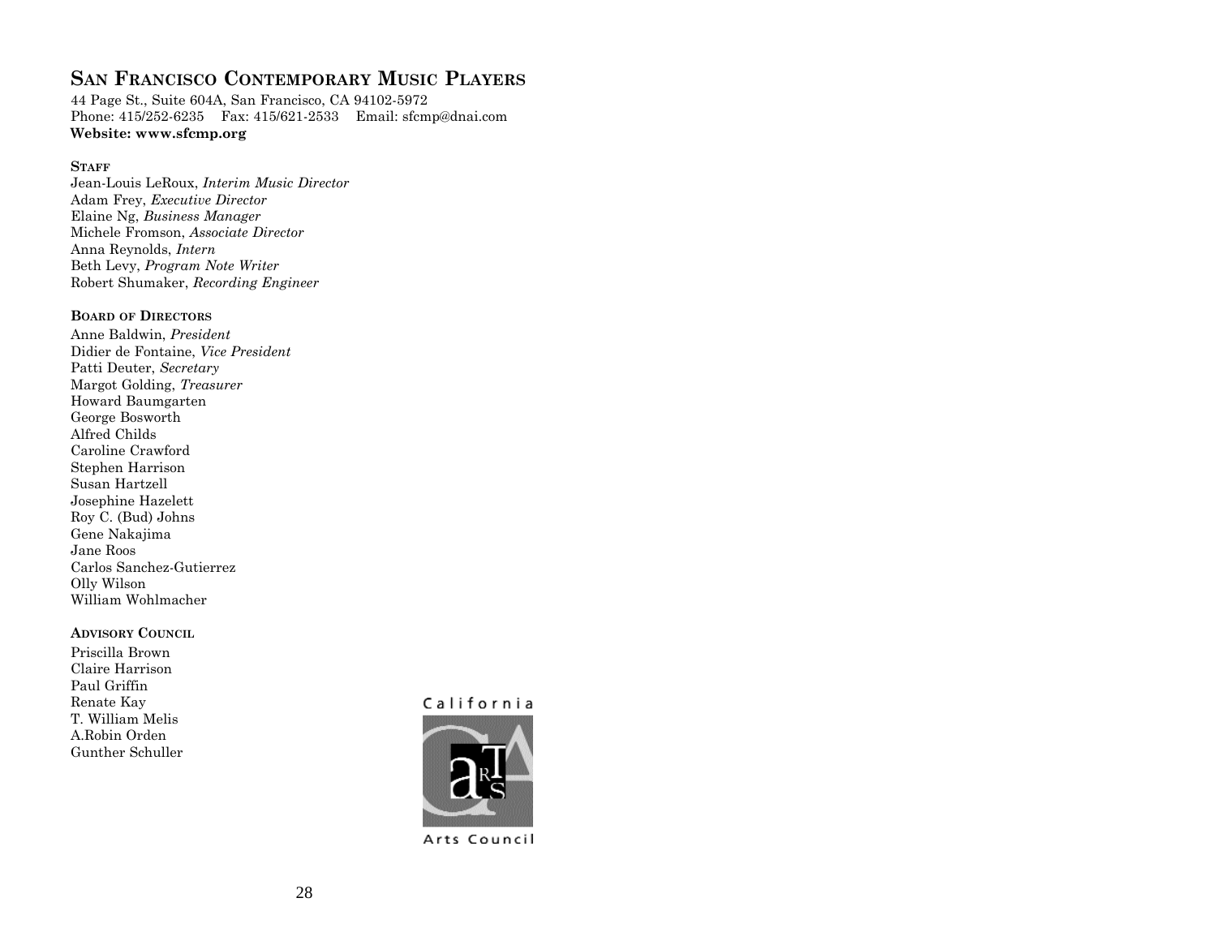# San Francisco Contemporary Music Players

44 Page St., Suite 604A, San Francisco, CA 94102-5972
Phone: 415/252-6235 Fax: 415/621-2533 Email: sfcmp@dnai.com
**Website: www.sfcmp.org**

### Staff

Jean-Louis LeRoux, *Interim Music Director*
Adam Frey, *Executive Director*
Elaine Ng, *Business Manager*
Michele Fromson, *Associate Director*
Anna Reynolds, *Intern*
Beth Levy, *Program Note Writer*
Robert Shumaker, *Recording Engineer*

### Board of Directors

Anne Baldwin, *President*
Didier de Fontaine, *Vice President*
Patti Deuter, *Secretary*
Margot Golding, *Treasurer*
Howard Baumgarten
George Bosworth
Alfred Childs
Caroline Crawford
Stephen Harrison
Susan Hartzell
Josephine Hazelett
Roy C. (Bud) Johns
Gene Nakajima
Jane Roos
Carlos Sanchez-Gutierrez
Olly Wilson
William Wohlmacher

### Advisory Council

Priscilla Brown
Claire Harrison
Paul Griffin
Renate Kay
T. William Melis
A.Robin Orden
Gunther Schuller

California
Arts Council